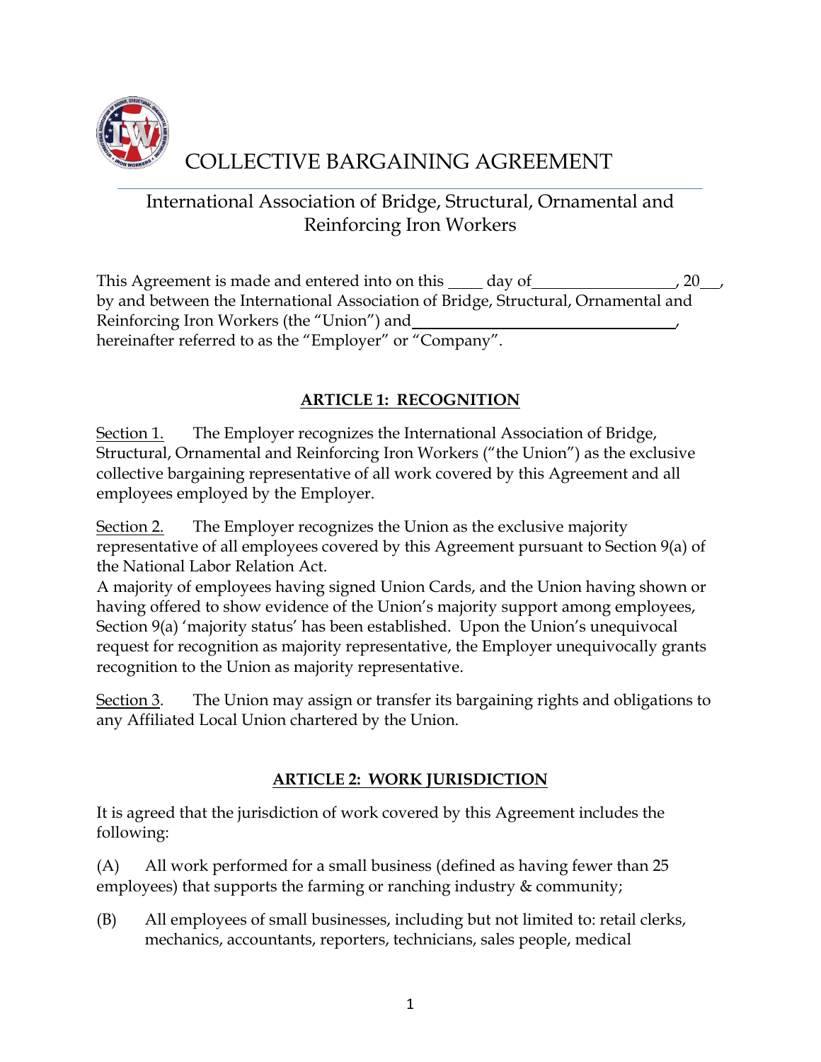# COLLECTIVE BARGAINING AGREEMENT

## International Association of Bridge, Structural, Ornamental and Reinforcing Iron Workers

This Agreement is made and entered into on this ____ day of________________, 20__, by and between the International Association of Bridge, Structural, Ornamental and Reinforcing Iron Workers (the "Union") and______________________________, hereinafter referred to as the "Employer" or "Company".

### ARTICLE 1: RECOGNITION

Section 1. The Employer recognizes the International Association of Bridge, Structural, Ornamental and Reinforcing Iron Workers ("the Union") as the exclusive collective bargaining representative of all work covered by this Agreement and all employees employed by the Employer.

Section 2. The Employer recognizes the Union as the exclusive majority representative of all employees covered by this Agreement pursuant to Section 9(a) of the National Labor Relation Act.
A majority of employees having signed Union Cards, and the Union having shown or having offered to show evidence of the Union's majority support among employees, Section 9(a) 'majority status' has been established. Upon the Union's unequivocal request for recognition as majority representative, the Employer unequivocally grants recognition to the Union as majority representative.

Section 3. The Union may assign or transfer its bargaining rights and obligations to any Affiliated Local Union chartered by the Union.

### ARTICLE 2: WORK JURISDICTION

It is agreed that the jurisdiction of work covered by this Agreement includes the following:

(A) All work performed for a small business (defined as having fewer than 25 employees) that supports the farming or ranching industry & community;

(B) All employees of small businesses, including but not limited to: retail clerks, mechanics, accountants, reporters, technicians, sales people, medical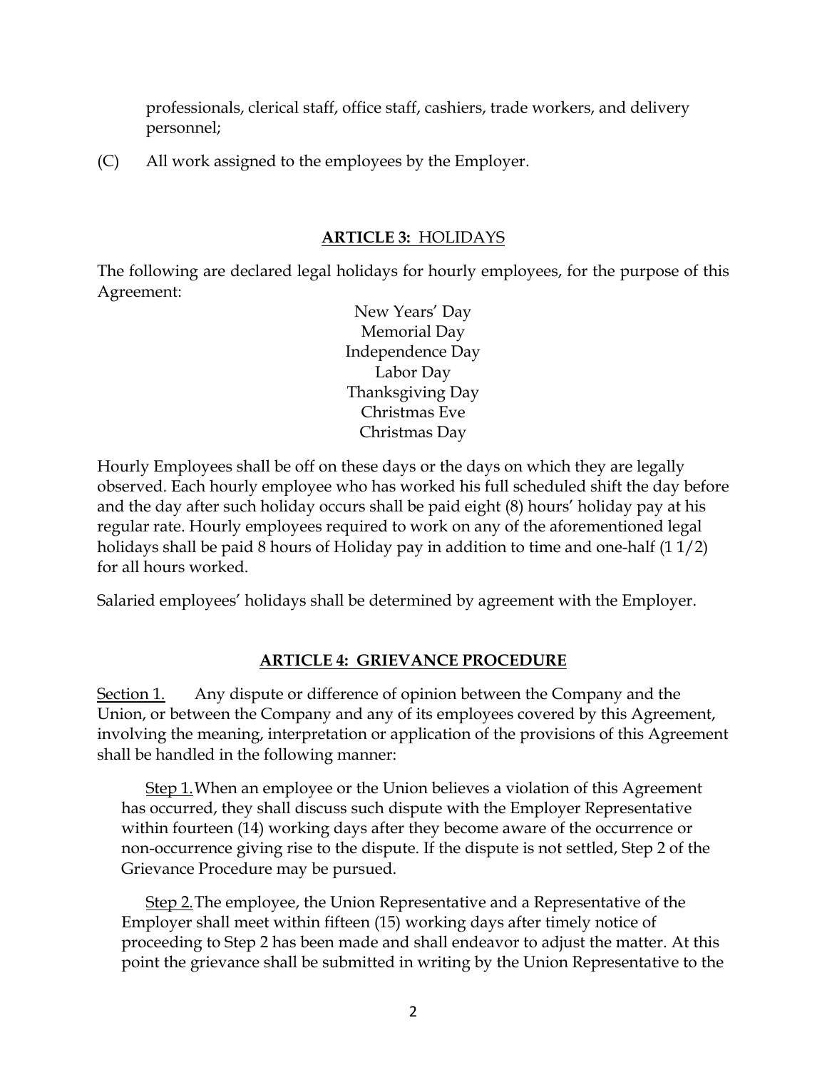professionals, clerical staff, office staff, cashiers, trade workers, and delivery personnel;

(C) All work assigned to the employees by the Employer.

## **ARTICLE 3:** HOLIDAYS

The following are declared legal holidays for hourly employees, for the purpose of this Agreement:

New Years' Day
Memorial Day
Independence Day
Labor Day
Thanksgiving Day
Christmas Eve
Christmas Day

Hourly Employees shall be off on these days or the days on which they are legally observed. Each hourly employee who has worked his full scheduled shift the day before and the day after such holiday occurs shall be paid eight (8) hours' holiday pay at his regular rate. Hourly employees required to work on any of the aforementioned legal holidays shall be paid 8 hours of Holiday pay in addition to time and one-half (1 1/2) for all hours worked.

Salaried employees' holidays shall be determined by agreement with the Employer.

## **ARTICLE 4: GRIEVANCE PROCEDURE**

Section 1. Any dispute or difference of opinion between the Company and the Union, or between the Company and any of its employees covered by this Agreement, involving the meaning, interpretation or application of the provisions of this Agreement shall be handled in the following manner:

Step 1. When an employee or the Union believes a violation of this Agreement has occurred, they shall discuss such dispute with the Employer Representative within fourteen (14) working days after they become aware of the occurrence or non-occurrence giving rise to the dispute. If the dispute is not settled, Step 2 of the Grievance Procedure may be pursued.

Step 2. The employee, the Union Representative and a Representative of the Employer shall meet within fifteen (15) working days after timely notice of proceeding to Step 2 has been made and shall endeavor to adjust the matter. At this point the grievance shall be submitted in writing by the Union Representative to the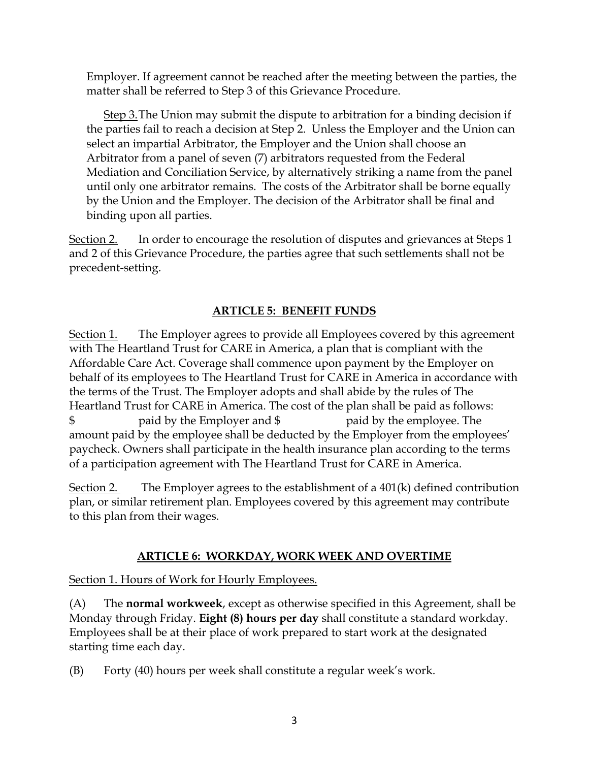Employer. If agreement cannot be reached after the meeting between the parties, the matter shall be referred to Step 3 of this Grievance Procedure.

Step 3. The Union may submit the dispute to arbitration for a binding decision if the parties fail to reach a decision at Step 2. Unless the Employer and the Union can select an impartial Arbitrator, the Employer and the Union shall choose an Arbitrator from a panel of seven (7) arbitrators requested from the Federal Mediation and Conciliation Service, by alternatively striking a name from the panel until only one arbitrator remains. The costs of the Arbitrator shall be borne equally by the Union and the Employer. The decision of the Arbitrator shall be final and binding upon all parties.

Section 2. In order to encourage the resolution of disputes and grievances at Steps 1 and 2 of this Grievance Procedure, the parties agree that such settlements shall not be precedent-setting.

## ARTICLE 5: BENEFIT FUNDS

Section 1. The Employer agrees to provide all Employees covered by this agreement with The Heartland Trust for CARE in America, a plan that is compliant with the Affordable Care Act. Coverage shall commence upon payment by the Employer on behalf of its employees to The Heartland Trust for CARE in America in accordance with the terms of the Trust. The Employer adopts and shall abide by the rules of The Heartland Trust for CARE in America. The cost of the plan shall be paid as follows: $ paid by the Employer and $ paid by the employee. The amount paid by the employee shall be deducted by the Employer from the employees' paycheck. Owners shall participate in the health insurance plan according to the terms of a participation agreement with The Heartland Trust for CARE in America.

Section 2. The Employer agrees to the establishment of a 401(k) defined contribution plan, or similar retirement plan. Employees covered by this agreement may contribute to this plan from their wages.

## ARTICLE 6: WORKDAY, WORK WEEK AND OVERTIME

Section 1. Hours of Work for Hourly Employees.

(A) The **normal workweek**, except as otherwise specified in this Agreement, shall be Monday through Friday. **Eight (8) hours per day** shall constitute a standard workday. Employees shall be at their place of work prepared to start work at the designated starting time each day.

(B) Forty (40) hours per week shall constitute a regular week's work.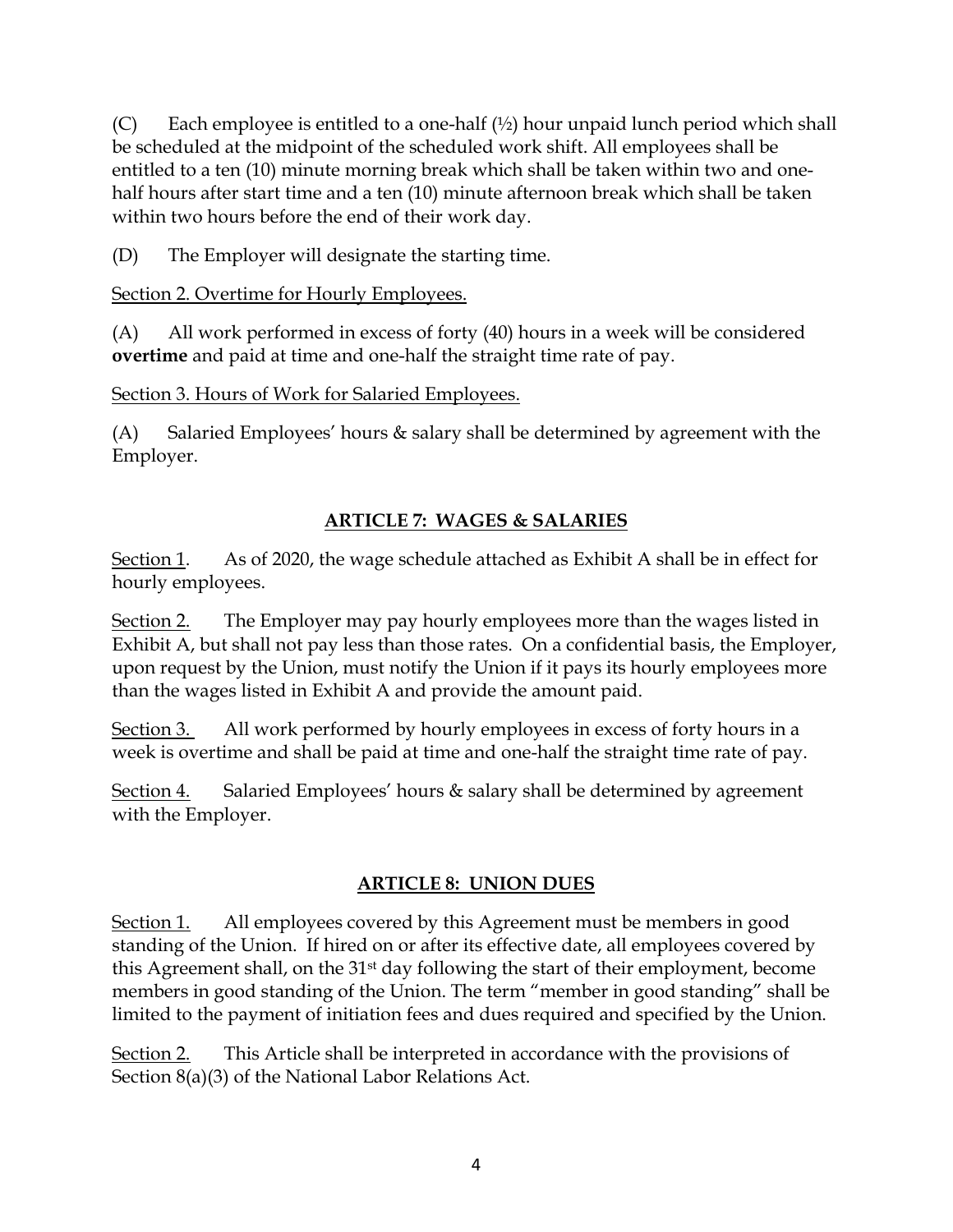(C) Each employee is entitled to a one-half (½) hour unpaid lunch period which shall be scheduled at the midpoint of the scheduled work shift. All employees shall be entitled to a ten (10) minute morning break which shall be taken within two and one-half hours after start time and a ten (10) minute afternoon break which shall be taken within two hours before the end of their work day.

(D) The Employer will designate the starting time.

<u>Section 2. Overtime for Hourly Employees.</u>

(A) All work performed in excess of forty (40) hours in a week will be considered **overtime** and paid at time and one-half the straight time rate of pay.

<u>Section 3. Hours of Work for Salaried Employees.</u>

(A) Salaried Employees' hours & salary shall be determined by agreement with the Employer.

## ARTICLE 7: WAGES & SALARIES

<u>Section 1</u>. As of 2020, the wage schedule attached as Exhibit A shall be in effect for hourly employees.

<u>Section 2.</u> The Employer may pay hourly employees more than the wages listed in Exhibit A, but shall not pay less than those rates. On a confidential basis, the Employer, upon request by the Union, must notify the Union if it pays its hourly employees more than the wages listed in Exhibit A and provide the amount paid.

<u>Section 3.</u> All work performed by hourly employees in excess of forty hours in a week is overtime and shall be paid at time and one-half the straight time rate of pay.

<u>Section 4.</u> Salaried Employees' hours & salary shall be determined by agreement with the Employer.

## ARTICLE 8: UNION DUES

<u>Section 1.</u> All employees covered by this Agreement must be members in good standing of the Union. If hired on or after its effective date, all employees covered by this Agreement shall, on the 31st day following the start of their employment, become members in good standing of the Union. The term "member in good standing" shall be limited to the payment of initiation fees and dues required and specified by the Union.

<u>Section 2.</u> This Article shall be interpreted in accordance with the provisions of Section 8(a)(3) of the National Labor Relations Act.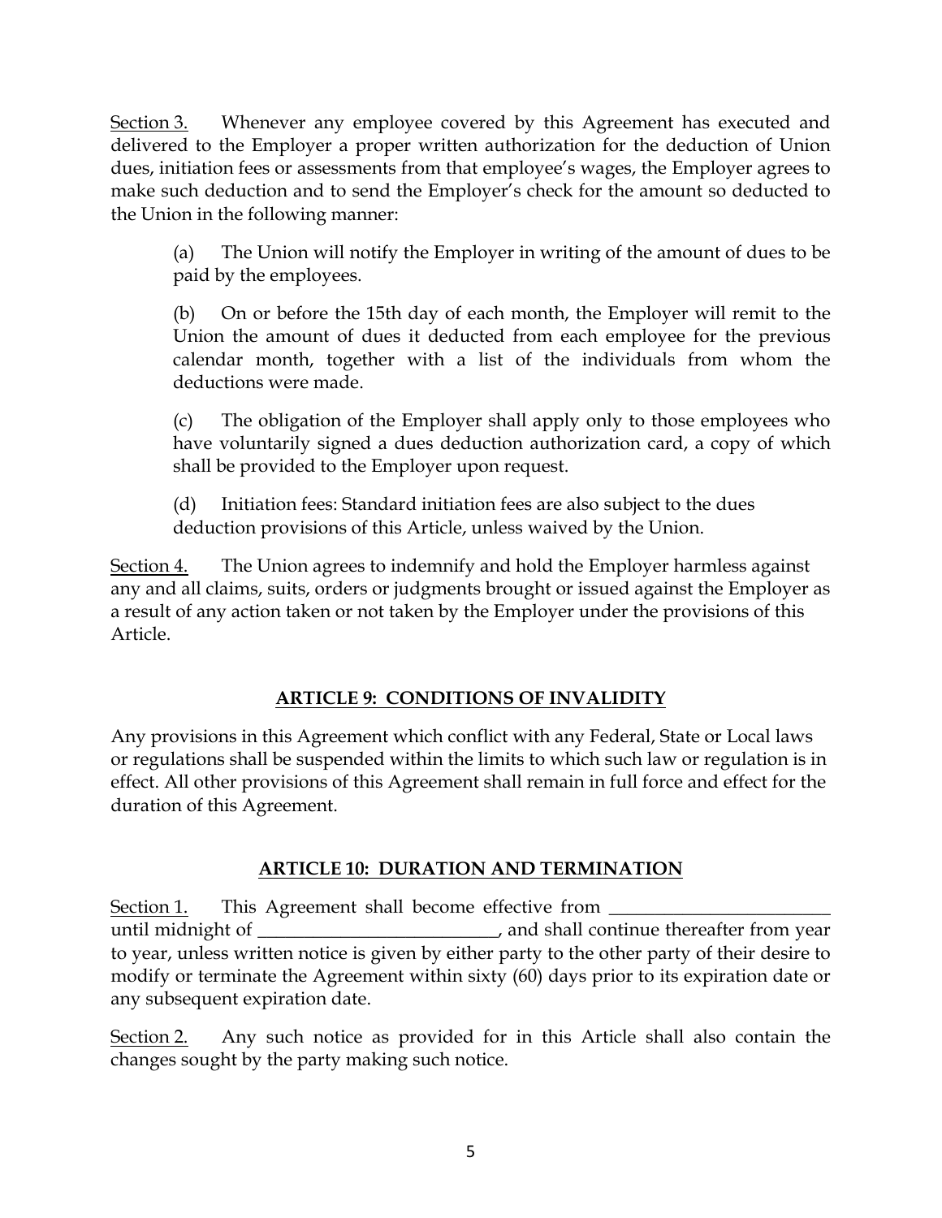Section 3. Whenever any employee covered by this Agreement has executed and delivered to the Employer a proper written authorization for the deduction of Union dues, initiation fees or assessments from that employee's wages, the Employer agrees to make such deduction and to send the Employer's check for the amount so deducted to the Union in the following manner:

(a) The Union will notify the Employer in writing of the amount of dues to be paid by the employees.

(b) On or before the 15th day of each month, the Employer will remit to the Union the amount of dues it deducted from each employee for the previous calendar month, together with a list of the individuals from whom the deductions were made.

(c) The obligation of the Employer shall apply only to those employees who have voluntarily signed a dues deduction authorization card, a copy of which shall be provided to the Employer upon request.

(d) Initiation fees: Standard initiation fees are also subject to the dues deduction provisions of this Article, unless waived by the Union.

Section 4. The Union agrees to indemnify and hold the Employer harmless against any and all claims, suits, orders or judgments brought or issued against the Employer as a result of any action taken or not taken by the Employer under the provisions of this Article.

## ARTICLE 9: CONDITIONS OF INVALIDITY

Any provisions in this Agreement which conflict with any Federal, State or Local laws or regulations shall be suspended within the limits to which such law or regulation is in effect. All other provisions of this Agreement shall remain in full force and effect for the duration of this Agreement.

## ARTICLE 10: DURATION AND TERMINATION

Section 1. This Agreement shall become effective from ________________________ until midnight of __________________________, and shall continue thereafter from year to year, unless written notice is given by either party to the other party of their desire to modify or terminate the Agreement within sixty (60) days prior to its expiration date or any subsequent expiration date.

Section 2. Any such notice as provided for in this Article shall also contain the changes sought by the party making such notice.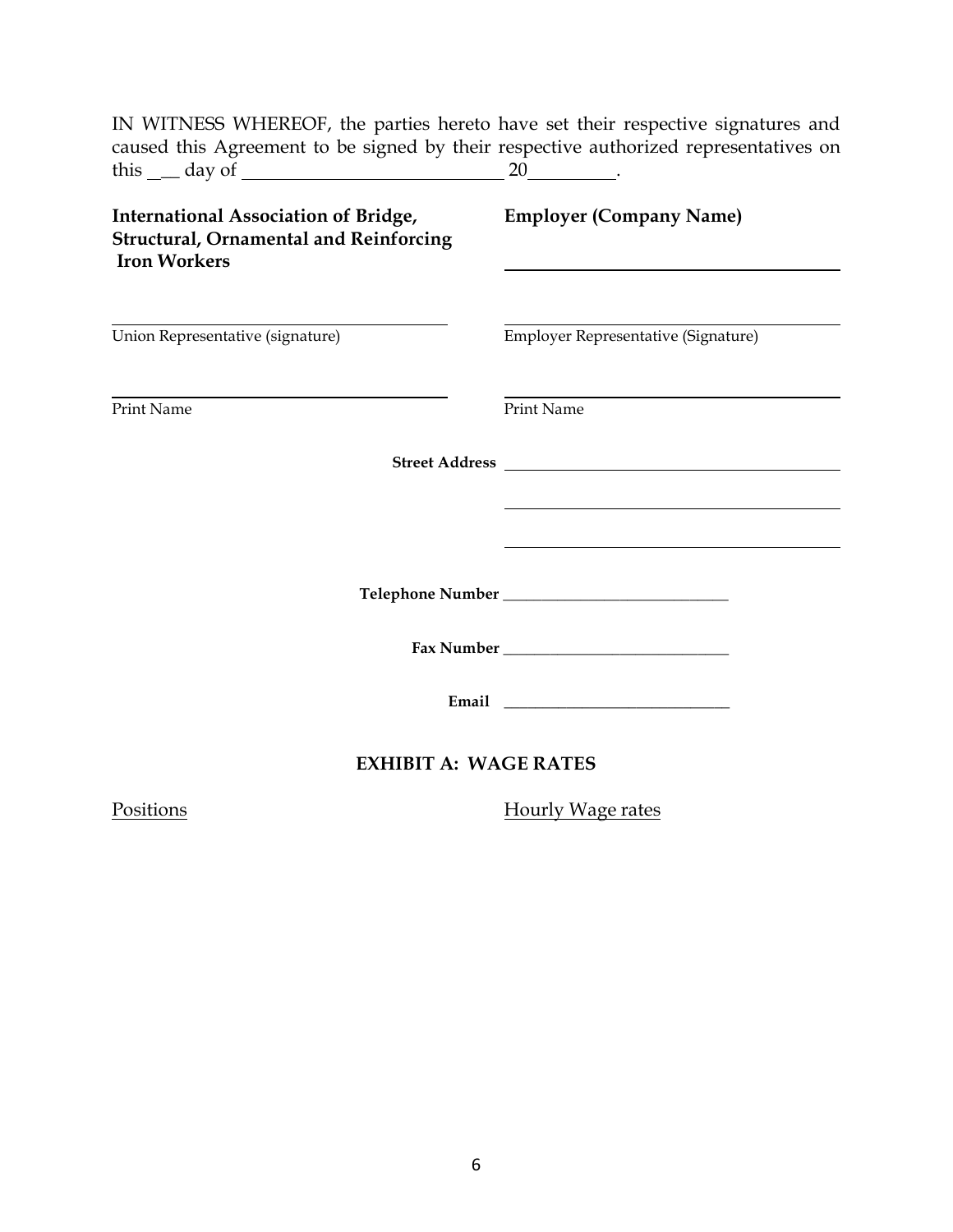IN WITNESS WHEREOF, the parties hereto have set their respective signatures and caused this Agreement to be signed by their respective authorized representatives on this ___ day of ____________________________ 20_________.

| | |
|---|---|
| **International Association of Bridge, Structural, Ornamental and Reinforcing Iron Workers** | **Employer (Company Name)** ____________________________ |
| ____________________________ Union Representative (signature) | ____________________________ Employer Representative (Signature) |
| ____________________________ Print Name | ____________________________ Print Name |

**Street Address** ____________________________

____________________________

____________________________

**Telephone Number** ____________________________

**Fax Number** ____________________________

**Email** ____________________________

## EXHIBIT A: WAGE RATES

| Positions | Hourly Wage rates |
|---|---|